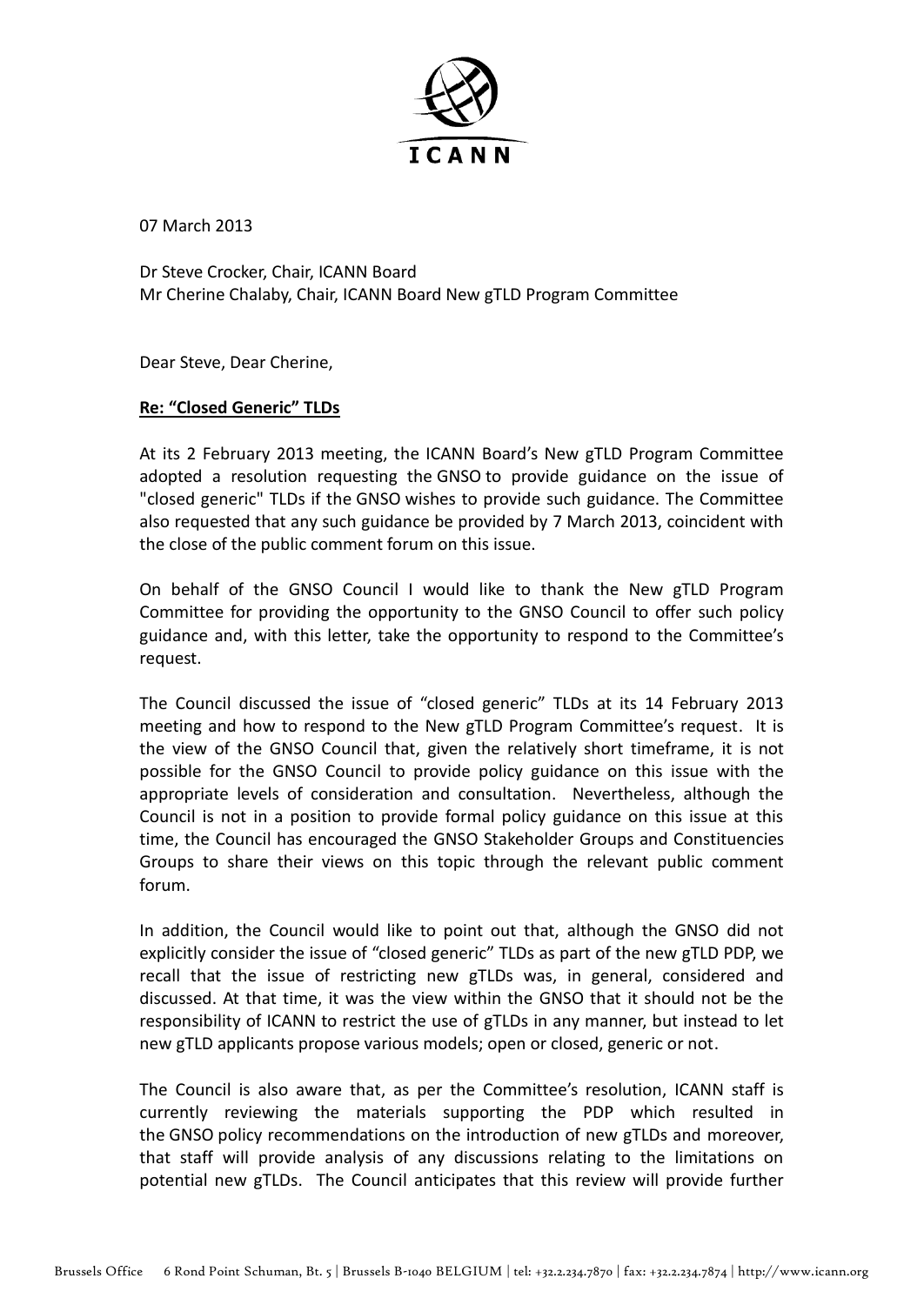07 March 2013

Dr Steve Crocker, Chair, ICANN Board
Mr Cherine Chalaby, Chair, ICANN Board New gTLD Program Committee

Dear Steve, Dear Cherine,

**Re: "Closed Generic" TLDs**

At its 2 February 2013 meeting, the ICANN Board's New gTLD Program Committee adopted a resolution requesting the GNSO to provide guidance on the issue of "closed generic" TLDs if the GNSO wishes to provide such guidance. The Committee also requested that any such guidance be provided by 7 March 2013, coincident with the close of the public comment forum on this issue.

On behalf of the GNSO Council I would like to thank the New gTLD Program Committee for providing the opportunity to the GNSO Council to offer such policy guidance and, with this letter, take the opportunity to respond to the Committee's request.

The Council discussed the issue of "closed generic" TLDs at its 14 February 2013 meeting and how to respond to the New gTLD Program Committee's request. It is the view of the GNSO Council that, given the relatively short timeframe, it is not possible for the GNSO Council to provide policy guidance on this issue with the appropriate levels of consideration and consultation. Nevertheless, although the Council is not in a position to provide formal policy guidance on this issue at this time, the Council has encouraged the GNSO Stakeholder Groups and Constituencies Groups to share their views on this topic through the relevant public comment forum.

In addition, the Council would like to point out that, although the GNSO did not explicitly consider the issue of "closed generic" TLDs as part of the new gTLD PDP, we recall that the issue of restricting new gTLDs was, in general, considered and discussed. At that time, it was the view within the GNSO that it should not be the responsibility of ICANN to restrict the use of gTLDs in any manner, but instead to let new gTLD applicants propose various models; open or closed, generic or not.

The Council is also aware that, as per the Committee's resolution, ICANN staff is currently reviewing the materials supporting the PDP which resulted in the GNSO policy recommendations on the introduction of new gTLDs and moreover, that staff will provide analysis of any discussions relating to the limitations on potential new gTLDs. The Council anticipates that this review will provide further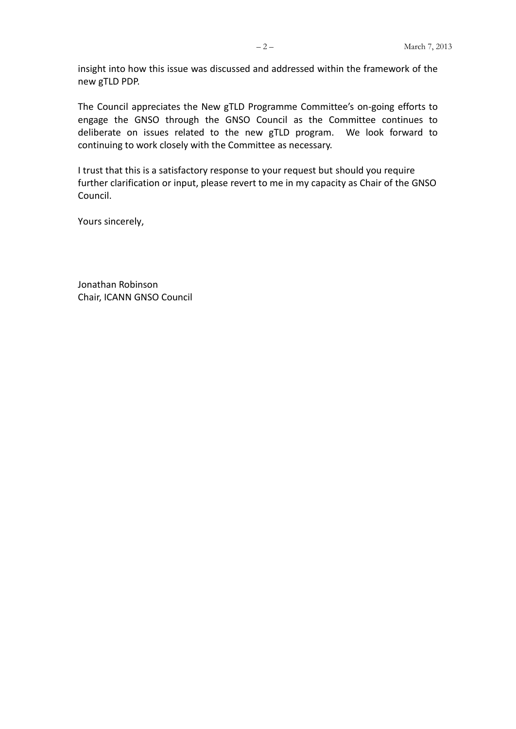insight into how this issue was discussed and addressed within the framework of the new gTLD PDP.

The Council appreciates the New gTLD Programme Committee's on-going efforts to engage the GNSO through the GNSO Council as the Committee continues to deliberate on issues related to the new gTLD program. We look forward to continuing to work closely with the Committee as necessary.

I trust that this is a satisfactory response to your request but should you require further clarification or input, please revert to me in my capacity as Chair of the GNSO Council.

Yours sincerely,

Jonathan Robinson
Chair, ICANN GNSO Council